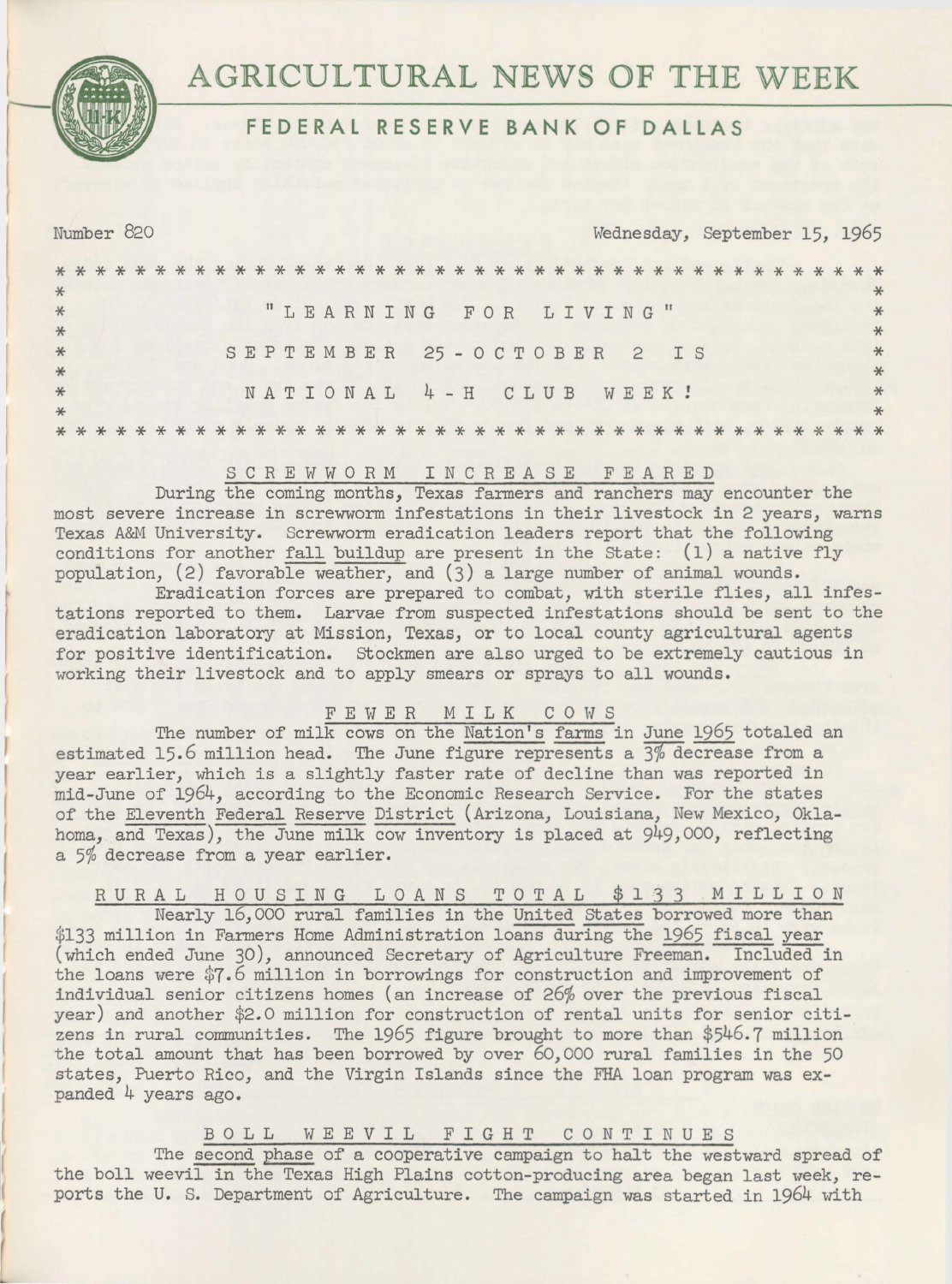# AGRICULTURAL NEWS OF THE WEEK

## FEDERAL RESERVE BANK OF DALLAS

Number 820 Wednesday, September 15, 1965

---

**"LEARNING FOR LIVING"**

**SEPTEMBER 25-OCTOBER 2 IS**

**NATIONAL 4-H CLUB WEEK!**

---

### SCREWWORM INCREASE FEARED

During the coming months, Texas farmers and ranchers may encounter the most severe increase in screwworm infestations in their livestock in 2 years, warns Texas A&M University. Screwworm eradication leaders report that the following conditions for another fall buildup are present in the State: (1) a native fly population, (2) favorable weather, and (3) a large number of animal wounds.

Eradication forces are prepared to combat, with sterile flies, all infestations reported to them. Larvae from suspected infestations should be sent to the eradication laboratory at Mission, Texas, or to local county agricultural agents for positive identification. Stockmen are also urged to be extremely cautious in working their livestock and to apply smears or sprays to all wounds.

### FEWER MILK COWS

The number of milk cows on the Nation's farms in June 1965 totaled an estimated 15.6 million head. The June figure represents a 3% decrease from a year earlier, which is a slightly faster rate of decline than was reported in mid-June of 1964, according to the Economic Research Service. For the states of the Eleventh Federal Reserve District (Arizona, Louisiana, New Mexico, Oklahoma, and Texas), the June milk cow inventory is placed at 949,000, reflecting a 5% decrease from a year earlier.

### RURAL HOUSING LOANS TOTAL $133 MILLION

Nearly 16,000 rural families in the United States borrowed more than $133 million in Farmers Home Administration loans during the 1965 fiscal year (which ended June 30), announced Secretary of Agriculture Freeman. Included in the loans were $7.6 million in borrowings for construction and improvement of individual senior citizens homes (an increase of 26% over the previous fiscal year) and another $2.0 million for construction of rental units for senior citizens in rural communities. The 1965 figure brought to more than $546.7 million the total amount that has been borrowed by over 60,000 rural families in the 50 states, Puerto Rico, and the Virgin Islands since the FHA loan program was expanded 4 years ago.

### BOLL WEEVIL FIGHT CONTINUES

The second phase of a cooperative campaign to halt the westward spread of the boll weevil in the Texas High Plains cotton-producing area began last week, reports the U. S. Department of Agriculture. The campaign was started in 1964 with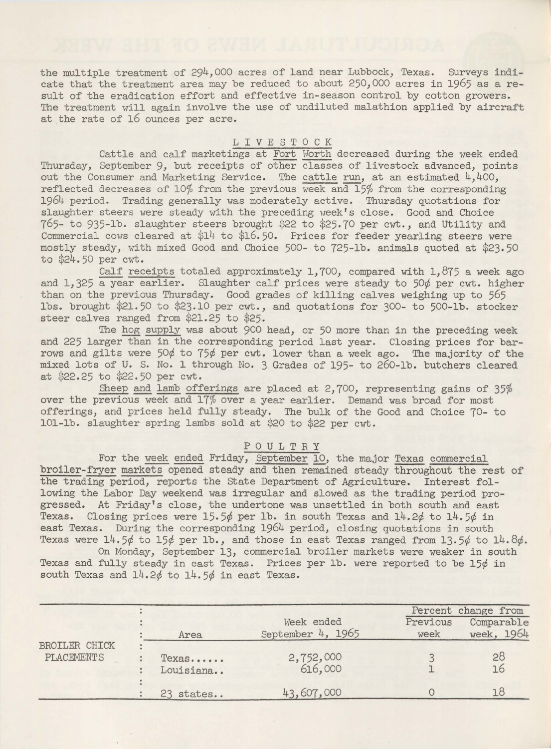the multiple treatment of 294,000 acres of land near Lubbock, Texas. Surveys indicate that the treatment area may be reduced to about 250,000 acres in 1965 as a result of the eradication effort and effective in-season control by cotton growers. The treatment will again involve the use of undiluted malathion applied by aircraft at the rate of 16 ounces per acre.

## LIVESTOCK

Cattle and calf marketings at Fort Worth decreased during the week ended Thursday, September 9, but receipts of other classes of livestock advanced, points out the Consumer and Marketing Service. The cattle run, at an estimated 4,400, reflected decreases of 10% from the previous week and 15% from the corresponding 1964 period. Trading generally was moderately active. Thursday quotations for slaughter steers were steady with the preceding week's close. Good and Choice 765- to 935-lb. slaughter steers brought $22 to $25.70 per cwt., and Utility and Commercial cows cleared at $14 to $16.50. Prices for feeder yearling steers were mostly steady, with mixed Good and Choice 500- to 725-lb. animals quoted at $23.50 to $24.50 per cwt.

Calf receipts totaled approximately 1,700, compared with 1,875 a week ago and 1,325 a year earlier. Slaughter calf prices were steady to 50¢ per cwt. higher than on the previous Thursday. Good grades of killing calves weighing up to 565 lbs. brought $21.50 to $23.10 per cwt., and quotations for 300- to 500-lb. stocker steer calves ranged from $21.25 to $25.

The hog supply was about 900 head, or 50 more than in the preceding week and 225 larger than in the corresponding period last year. Closing prices for barrows and gilts were 50¢ to 75¢ per cwt. lower than a week ago. The majority of the mixed lots of U. S. No. 1 through No. 3 Grades of 195- to 260-lb. butchers cleared at $22.25 to $22.50 per cwt.

Sheep and lamb offerings are placed at 2,700, representing gains of 35% over the previous week and 17% over a year earlier. Demand was broad for most offerings, and prices held fully steady. The bulk of the Good and Choice 70- to 101-lb. slaughter spring lambs sold at $20 to $22 per cwt.

## POULTRY

For the week ended Friday, September 10, the major Texas commercial broiler-fryer markets opened steady and then remained steady throughout the rest of the trading period, reports the State Department of Agriculture. Interest following the Labor Day weekend was irregular and slowed as the trading period progressed. At Friday's close, the undertone was unsettled in both south and east Texas. Closing prices were 15.5¢ per lb. in south Texas and 14.2¢ to 14.5¢ in east Texas. During the corresponding 1964 period, closing quotations in south Texas were 14.5¢ to 15¢ per lb., and those in east Texas ranged from 13.5¢ to 14.8¢.

On Monday, September 13, commercial broiler markets were weaker in south Texas and fully steady in east Texas. Prices per lb. were reported to be 15¢ in south Texas and 14.2¢ to 14.5¢ in east Texas.

| | Area | Week ended September 4, 1965 | Percent change from | |
|---|---|---|---|---|
| | | | Previous week | Comparable week, 1964 |
| BROILER CHICK PLACEMENTS | Texas...... | 2,752,000 | 3 | 28 |
| | Louisiana.. | 616,000 | 1 | 16 |
| | 23 states.. | 43,607,000 | 0 | 18 |